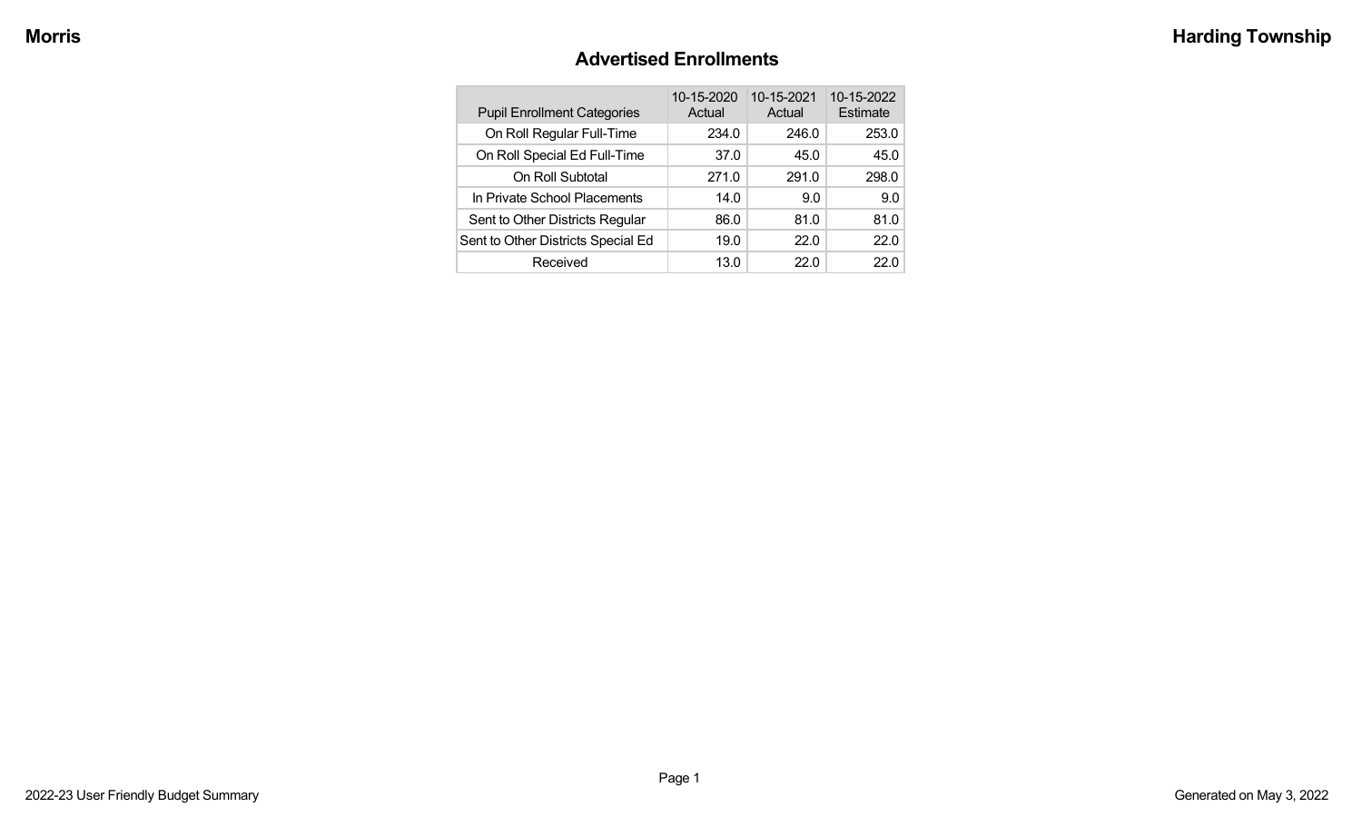# Advertised Enrollments

| Pupil Enrollment Categories | 10-15-2020 Actual | 10-15-2021 Actual | 10-15-2022 Estimate |
|---|---|---|---|
| On Roll Regular Full-Time | 234.0 | 246.0 | 253.0 |
| On Roll Special Ed Full-Time | 37.0 | 45.0 | 45.0 |
| On Roll Subtotal | 271.0 | 291.0 | 298.0 |
| In Private School Placements | 14.0 | 9.0 | 9.0 |
| Sent to Other Districts Regular | 86.0 | 81.0 | 81.0 |
| Sent to Other Districts Special Ed | 19.0 | 22.0 | 22.0 |
| Received | 13.0 | 22.0 | 22.0 |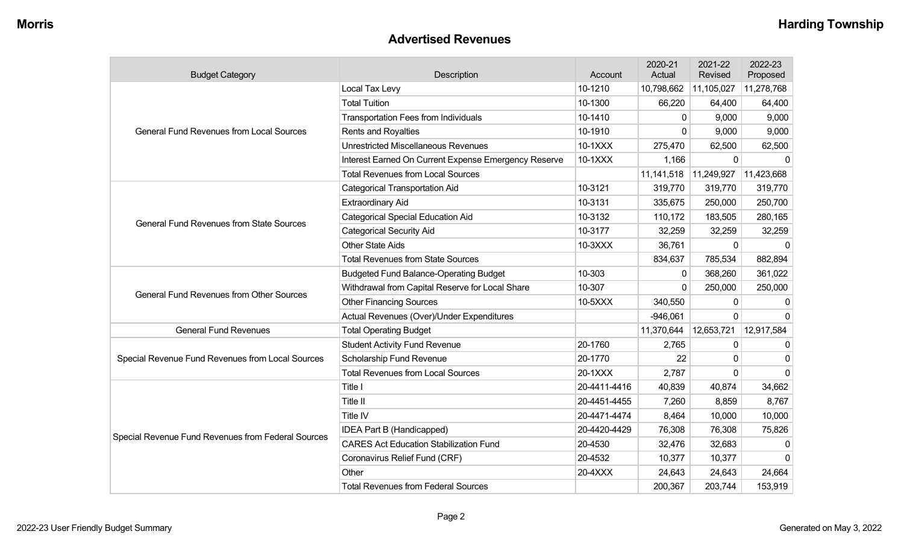## Advertised Revenues

| Budget Category | Description | Account | 2020-21 Actual | 2021-22 Revised | 2022-23 Proposed |
|---|---|---|---|---|---|
| General Fund Revenues from Local Sources | Local Tax Levy | 10-1210 | 10,798,662 | 11,105,027 | 11,278,768 |
| | Total Tuition | 10-1300 | 66,220 | 64,400 | 64,400 |
| | Transportation Fees from Individuals | 10-1410 | 0 | 9,000 | 9,000 |
| | Rents and Royalties | 10-1910 | 0 | 9,000 | 9,000 |
| | Unrestricted Miscellaneous Revenues | 10-1XXX | 275,470 | 62,500 | 62,500 |
| | Interest Earned On Current Expense Emergency Reserve | 10-1XXX | 1,166 | 0 | 0 |
| | Total Revenues from Local Sources | | 11,141,518 | 11,249,927 | 11,423,668 |
| General Fund Revenues from State Sources | Categorical Transportation Aid | 10-3121 | 319,770 | 319,770 | 319,770 |
| | Extraordinary Aid | 10-3131 | 335,675 | 250,000 | 250,700 |
| | Categorical Special Education Aid | 10-3132 | 110,172 | 183,505 | 280,165 |
| | Categorical Security Aid | 10-3177 | 32,259 | 32,259 | 32,259 |
| | Other State Aids | 10-3XXX | 36,761 | 0 | 0 |
| | Total Revenues from State Sources | | 834,637 | 785,534 | 882,894 |
| General Fund Revenues from Other Sources | Budgeted Fund Balance-Operating Budget | 10-303 | 0 | 368,260 | 361,022 |
| | Withdrawal from Capital Reserve for Local Share | 10-307 | 0 | 250,000 | 250,000 |
| | Other Financing Sources | 10-5XXX | 340,550 | 0 | 0 |
| | Actual Revenues (Over)/Under Expenditures | | -946,061 | 0 | 0 |
| General Fund Revenues | Total Operating Budget | | 11,370,644 | 12,653,721 | 12,917,584 |
| Special Revenue Fund Revenues from Local Sources | Student Activity Fund Revenue | 20-1760 | 2,765 | 0 | 0 |
| | Scholarship Fund Revenue | 20-1770 | 22 | 0 | 0 |
| | Total Revenues from Local Sources | 20-1XXX | 2,787 | 0 | 0 |
| Special Revenue Fund Revenues from Federal Sources | Title I | 20-4411-4416 | 40,839 | 40,874 | 34,662 |
| | Title II | 20-4451-4455 | 7,260 | 8,859 | 8,767 |
| | Title IV | 20-4471-4474 | 8,464 | 10,000 | 10,000 |
| | IDEA Part B (Handicapped) | 20-4420-4429 | 76,308 | 76,308 | 75,826 |
| | CARES Act Education Stabilization Fund | 20-4530 | 32,476 | 32,683 | 0 |
| | Coronavirus Relief Fund (CRF) | 20-4532 | 10,377 | 10,377 | 0 |
| | Other | 20-4XXX | 24,643 | 24,643 | 24,664 |
| | Total Revenues from Federal Sources | | 200,367 | 203,744 | 153,919 |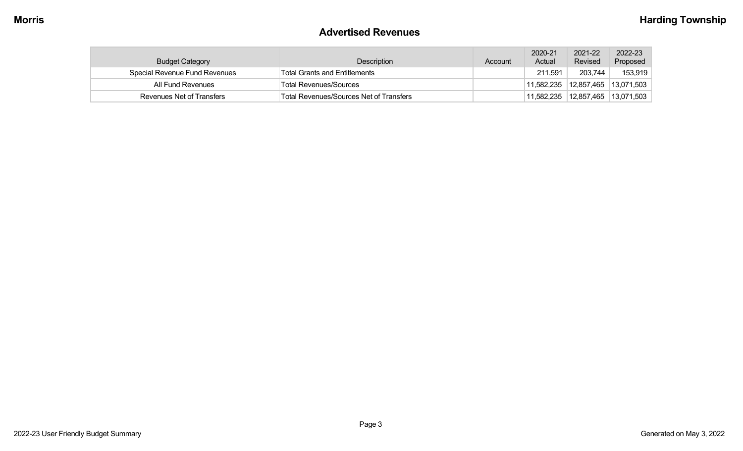## Advertised Revenues

| Budget Category | Description | Account | 2020-21 Actual | 2021-22 Revised | 2022-23 Proposed |
|---|---|---|---|---|---|
| Special Revenue Fund Revenues | Total Grants and Entitlements | | 211,591 | 203,744 | 153,919 |
| All Fund Revenues | Total Revenues/Sources | | 11,582,235 | 12,857,465 | 13,071,503 |
| Revenues Net of Transfers | Total Revenues/Sources Net of Transfers | | 11,582,235 | 12,857,465 | 13,071,503 |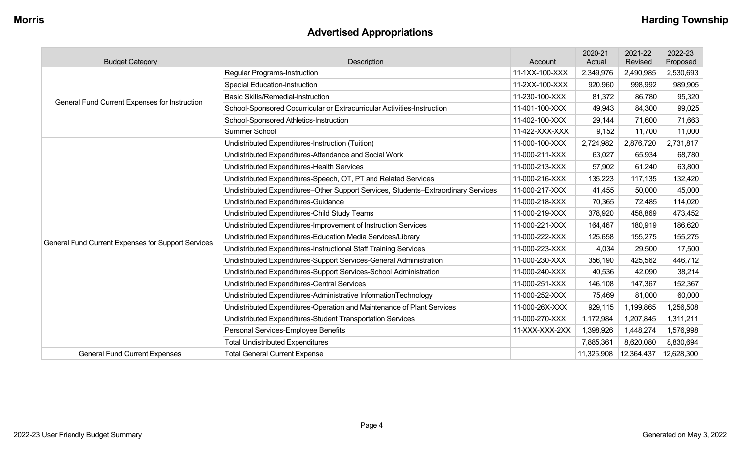# Advertised Appropriations

| Budget Category | Description | Account | 2020-21 Actual | 2021-22 Revised | 2022-23 Proposed |
|---|---|---|---|---|---|
| General Fund Current Expenses for Instruction | Regular Programs-Instruction | 11-1XX-100-XXX | 2,349,976 | 2,490,985 | 2,530,693 |
| | Special Education-Instruction | 11-2XX-100-XXX | 920,960 | 998,992 | 989,905 |
| | Basic Skills/Remedial-Instruction | 11-230-100-XXX | 81,372 | 86,780 | 95,320 |
| | School-Sponsored Cocurricular or Extracurricular Activities-Instruction | 11-401-100-XXX | 49,943 | 84,300 | 99,025 |
| | School-Sponsored Athletics-Instruction | 11-402-100-XXX | 29,144 | 71,600 | 71,663 |
| | Summer School | 11-422-XXX-XXX | 9,152 | 11,700 | 11,000 |
| General Fund Current Expenses for Support Services | Undistributed Expenditures-Instruction (Tuition) | 11-000-100-XXX | 2,724,982 | 2,876,720 | 2,731,817 |
| | Undistributed Expenditures-Attendance and Social Work | 11-000-211-XXX | 63,027 | 65,934 | 68,780 |
| | Undistributed Expenditures-Health Services | 11-000-213-XXX | 57,902 | 61,240 | 63,800 |
| | Undistributed Expenditures-Speech, OT, PT and Related Services | 11-000-216-XXX | 135,223 | 117,135 | 132,420 |
| | Undistributed Expenditures–Other Support Services, Students–Extraordinary Services | 11-000-217-XXX | 41,455 | 50,000 | 45,000 |
| | Undistributed Expenditures-Guidance | 11-000-218-XXX | 70,365 | 72,485 | 114,020 |
| | Undistributed Expenditures-Child Study Teams | 11-000-219-XXX | 378,920 | 458,869 | 473,452 |
| | Undistributed Expenditures-Improvement of Instruction Services | 11-000-221-XXX | 164,467 | 180,919 | 186,620 |
| | Undistributed Expenditures-Education Media Services/Library | 11-000-222-XXX | 125,658 | 155,275 | 155,275 |
| | Undistributed Expenditures-Instructional Staff Training Services | 11-000-223-XXX | 4,034 | 29,500 | 17,500 |
| | Undistributed Expenditures-Support Services-General Administration | 11-000-230-XXX | 356,190 | 425,562 | 446,712 |
| | Undistributed Expenditures-Support Services-School Administration | 11-000-240-XXX | 40,536 | 42,090 | 38,214 |
| | Undistributed Expenditures-Central Services | 11-000-251-XXX | 146,108 | 147,367 | 152,367 |
| | Undistributed Expenditures-Administrative InformationTechnology | 11-000-252-XXX | 75,469 | 81,000 | 60,000 |
| | Undistributed Expenditures-Operation and Maintenance of Plant Services | 11-000-26X-XXX | 929,115 | 1,199,865 | 1,256,508 |
| | Undistributed Expenditures-Student Transportation Services | 11-000-270-XXX | 1,172,984 | 1,207,845 | 1,311,211 |
| | Personal Services-Employee Benefits | 11-XXX-XXX-2XX | 1,398,926 | 1,448,274 | 1,576,998 |
| | Total Undistributed Expenditures | | 7,885,361 | 8,620,080 | 8,830,694 |
| General Fund Current Expenses | Total General Current Expense | | 11,325,908 | 12,364,437 | 12,628,300 |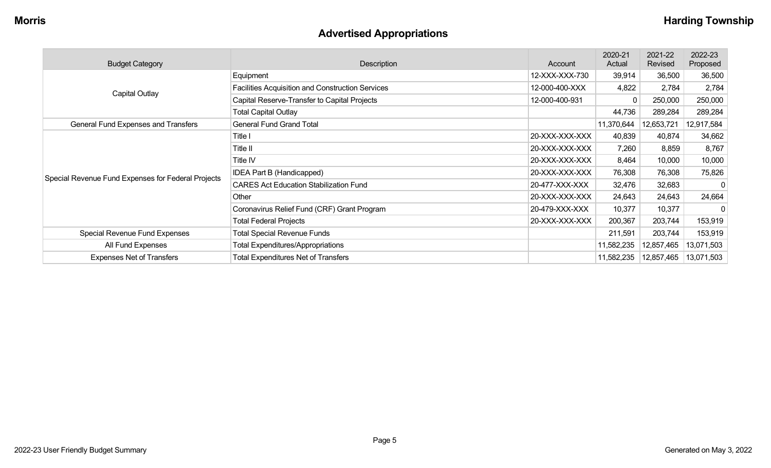## Advertised Appropriations

| Budget Category | Description | Account | 2020-21 Actual | 2021-22 Revised | 2022-23 Proposed |
|---|---|---|---|---|---|
| Capital Outlay | Equipment | 12-XXX-XXX-730 | 39,914 | 36,500 | 36,500 |
| | Facilities Acquisition and Construction Services | 12-000-400-XXX | 4,822 | 2,784 | 2,784 |
| | Capital Reserve-Transfer to Capital Projects | 12-000-400-931 | 0 | 250,000 | 250,000 |
| | Total Capital Outlay | | 44,736 | 289,284 | 289,284 |
| General Fund Expenses and Transfers | General Fund Grand Total | | 11,370,644 | 12,653,721 | 12,917,584 |
| Special Revenue Fund Expenses for Federal Projects | Title I | 20-XXX-XXX-XXX | 40,839 | 40,874 | 34,662 |
| | Title II | 20-XXX-XXX-XXX | 7,260 | 8,859 | 8,767 |
| | Title IV | 20-XXX-XXX-XXX | 8,464 | 10,000 | 10,000 |
| | IDEA Part B (Handicapped) | 20-XXX-XXX-XXX | 76,308 | 76,308 | 75,826 |
| | CARES Act Education Stabilization Fund | 20-477-XXX-XXX | 32,476 | 32,683 | 0 |
| | Other | 20-XXX-XXX-XXX | 24,643 | 24,643 | 24,664 |
| | Coronavirus Relief Fund (CRF) Grant Program | 20-479-XXX-XXX | 10,377 | 10,377 | 0 |
| | Total Federal Projects | 20-XXX-XXX-XXX | 200,367 | 203,744 | 153,919 |
| Special Revenue Fund Expenses | Total Special Revenue Funds | | 211,591 | 203,744 | 153,919 |
| All Fund Expenses | Total Expenditures/Appropriations | | 11,582,235 | 12,857,465 | 13,071,503 |
| Expenses Net of Transfers | Total Expenditures Net of Transfers | | 11,582,235 | 12,857,465 | 13,071,503 |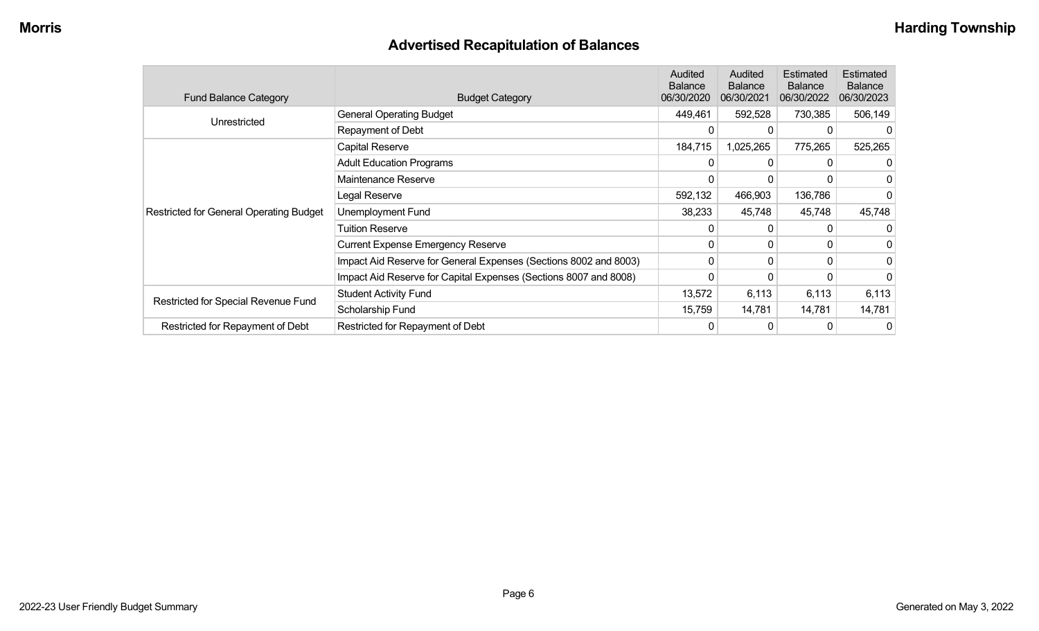# Advertised Recapitulation of Balances

| Fund Balance Category | Budget Category | Audited Balance 06/30/2020 | Audited Balance 06/30/2021 | Estimated Balance 06/30/2022 | Estimated Balance 06/30/2023 |
|---|---|---|---|---|---|
| Unrestricted | General Operating Budget | 449,461 | 592,528 | 730,385 | 506,149 |
| | Repayment of Debt | 0 | 0 | 0 | 0 |
| Restricted for General Operating Budget | Capital Reserve | 184,715 | 1,025,265 | 775,265 | 525,265 |
| | Adult Education Programs | 0 | 0 | 0 | 0 |
| | Maintenance Reserve | 0 | 0 | 0 | 0 |
| | Legal Reserve | 592,132 | 466,903 | 136,786 | 0 |
| | Unemployment Fund | 38,233 | 45,748 | 45,748 | 45,748 |
| | Tuition Reserve | 0 | 0 | 0 | 0 |
| | Current Expense Emergency Reserve | 0 | 0 | 0 | 0 |
| | Impact Aid Reserve for General Expenses (Sections 8002 and 8003) | 0 | 0 | 0 | 0 |
| | Impact Aid Reserve for Capital Expenses (Sections 8007 and 8008) | 0 | 0 | 0 | 0 |
| Restricted for Special Revenue Fund | Student Activity Fund | 13,572 | 6,113 | 6,113 | 6,113 |
| | Scholarship Fund | 15,759 | 14,781 | 14,781 | 14,781 |
| Restricted for Repayment of Debt | Restricted for Repayment of Debt | 0 | 0 | 0 | 0 |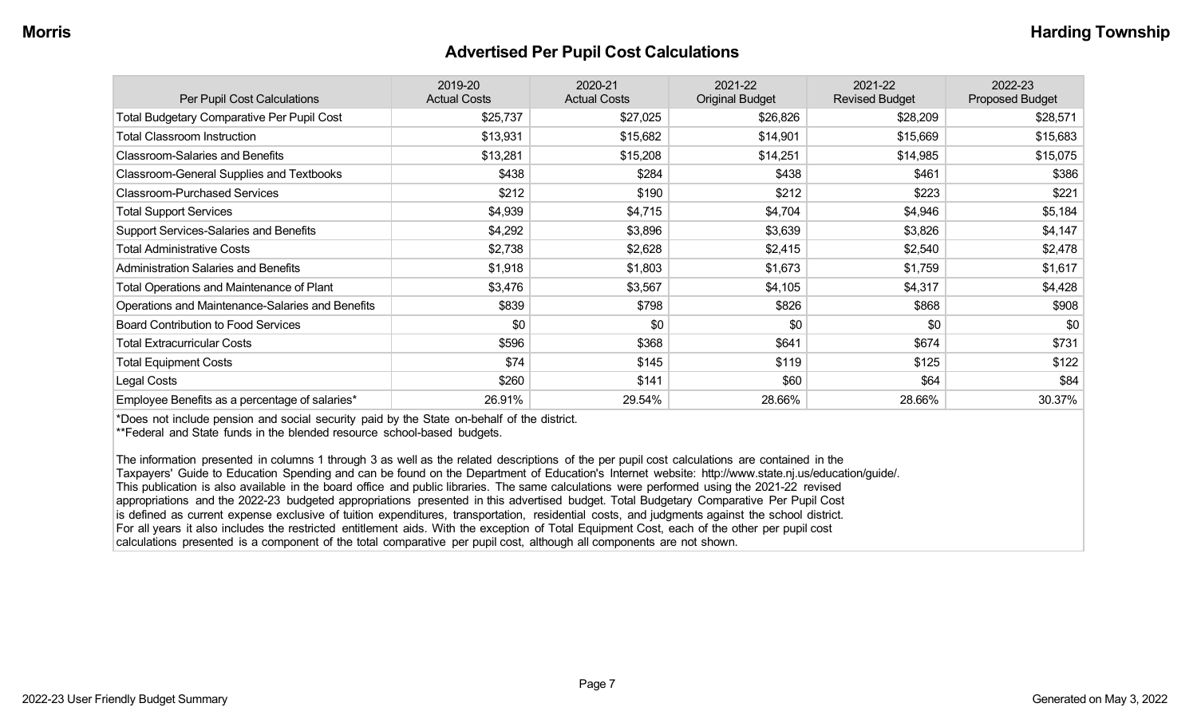## Advertised Per Pupil Cost Calculations

| Per Pupil Cost Calculations | 2019-20 Actual Costs | 2020-21 Actual Costs | 2021-22 Original Budget | 2021-22 Revised Budget | 2022-23 Proposed Budget |
|---|---|---|---|---|---|
| Total Budgetary Comparative Per Pupil Cost | $25,737 | $27,025 | $26,826 | $28,209 | $28,571 |
| Total Classroom Instruction | $13,931 | $15,682 | $14,901 | $15,669 | $15,683 |
| Classroom-Salaries and Benefits | $13,281 | $15,208 | $14,251 | $14,985 | $15,075 |
| Classroom-General Supplies and Textbooks | $438 | $284 | $438 | $461 | $386 |
| Classroom-Purchased Services | $212 | $190 | $212 | $223 | $221 |
| Total Support Services | $4,939 | $4,715 | $4,704 | $4,946 | $5,184 |
| Support Services-Salaries and Benefits | $4,292 | $3,896 | $3,639 | $3,826 | $4,147 |
| Total Administrative Costs | $2,738 | $2,628 | $2,415 | $2,540 | $2,478 |
| Administration Salaries and Benefits | $1,918 | $1,803 | $1,673 | $1,759 | $1,617 |
| Total Operations and Maintenance of Plant | $3,476 | $3,567 | $4,105 | $4,317 | $4,428 |
| Operations and Maintenance-Salaries and Benefits | $839 | $798 | $826 | $868 | $908 |
| Board Contribution to Food Services | $0 | $0 | $0 | $0 | $0 |
| Total Extracurricular Costs | $596 | $368 | $641 | $674 | $731 |
| Total Equipment Costs | $74 | $145 | $119 | $125 | $122 |
| Legal Costs | $260 | $141 | $60 | $64 | $84 |
| Employee Benefits as a percentage of salaries* | 26.91% | 29.54% | 28.66% | 28.66% | 30.37% |

*Does not include pension and social security paid by the State on-behalf of the district.
**Federal and State funds in the blended resource school-based budgets.

The information presented in columns 1 through 3 as well as the related descriptions of the per pupil cost calculations are contained in the Taxpayers' Guide to Education Spending and can be found on the Department of Education's Internet website: http://www.state.nj.us/education/guide/. This publication is also available in the board office and public libraries. The same calculations were performed using the 2021-22 revised appropriations and the 2022-23 budgeted appropriations presented in this advertised budget. Total Budgetary Comparative Per Pupil Cost is defined as current expense exclusive of tuition expenditures, transportation, residential costs, and judgments against the school district. For all years it also includes the restricted entitlement aids. With the exception of Total Equipment Cost, each of the other per pupil cost calculations presented is a component of the total comparative per pupil cost, although all components are not shown.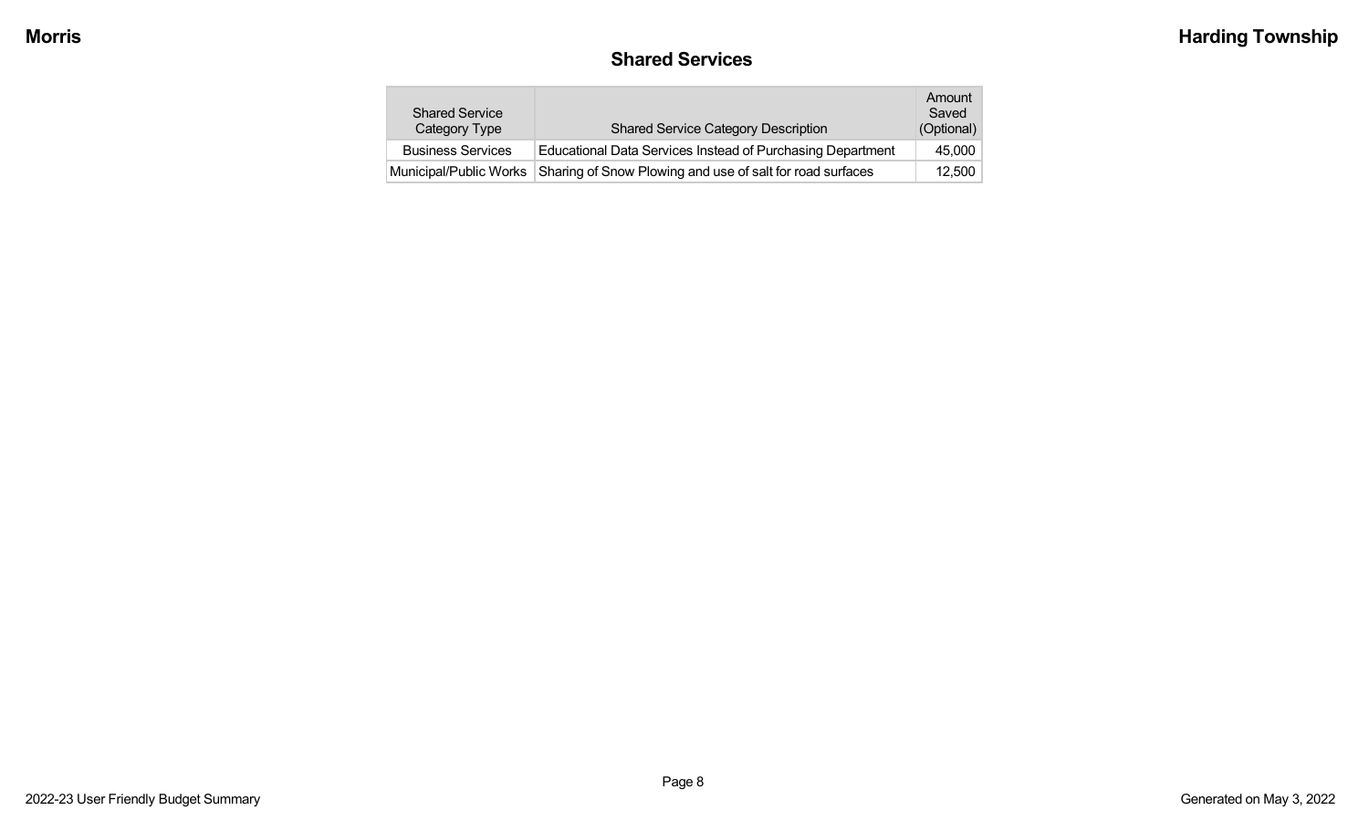## Shared Services

| Shared Service Category Type | Shared Service Category Description | Amount Saved (Optional) |
|---|---|---|
| Business Services | Educational Data Services Instead of Purchasing Department | 45,000 |
| Municipal/Public Works | Sharing of Snow Plowing and use of salt for road surfaces | 12,500 |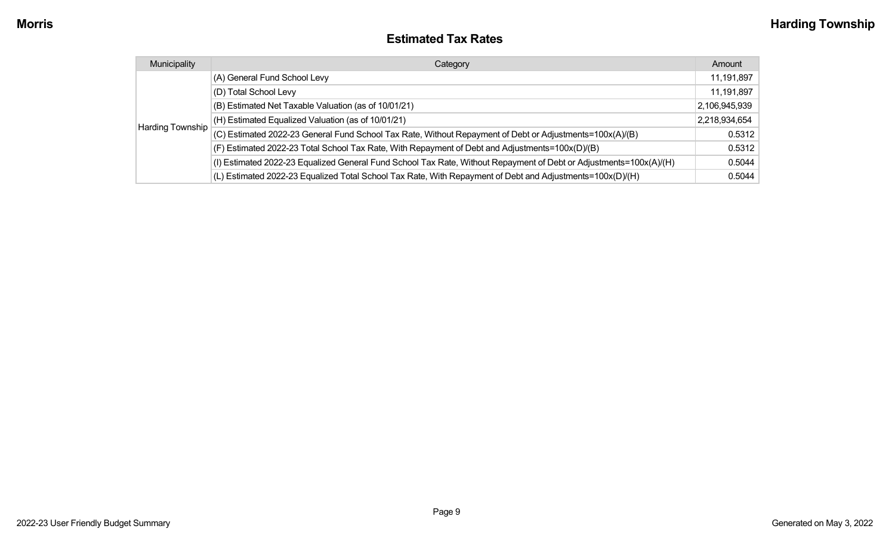## Estimated Tax Rates

| Municipality | Category | Amount |
| --- | --- | --- |
| Harding Township | (A) General Fund School Levy | 11,191,897 |
| | (D) Total School Levy | 11,191,897 |
| | (B) Estimated Net Taxable Valuation (as of 10/01/21) | 2,106,945,939 |
| | (H) Estimated Equalized Valuation (as of 10/01/21) | 2,218,934,654 |
| | (C) Estimated 2022-23 General Fund School Tax Rate, Without Repayment of Debt or Adjustments=100x(A)/(B) | 0.5312 |
| | (F) Estimated 2022-23 Total School Tax Rate, With Repayment of Debt and Adjustments=100x(D)/(B) | 0.5312 |
| | (I) Estimated 2022-23 Equalized General Fund School Tax Rate, Without Repayment of Debt or Adjustments=100x(A)/(H) | 0.5044 |
| | (L) Estimated 2022-23 Equalized Total School Tax Rate, With Repayment of Debt and Adjustments=100x(D)/(H) | 0.5044 |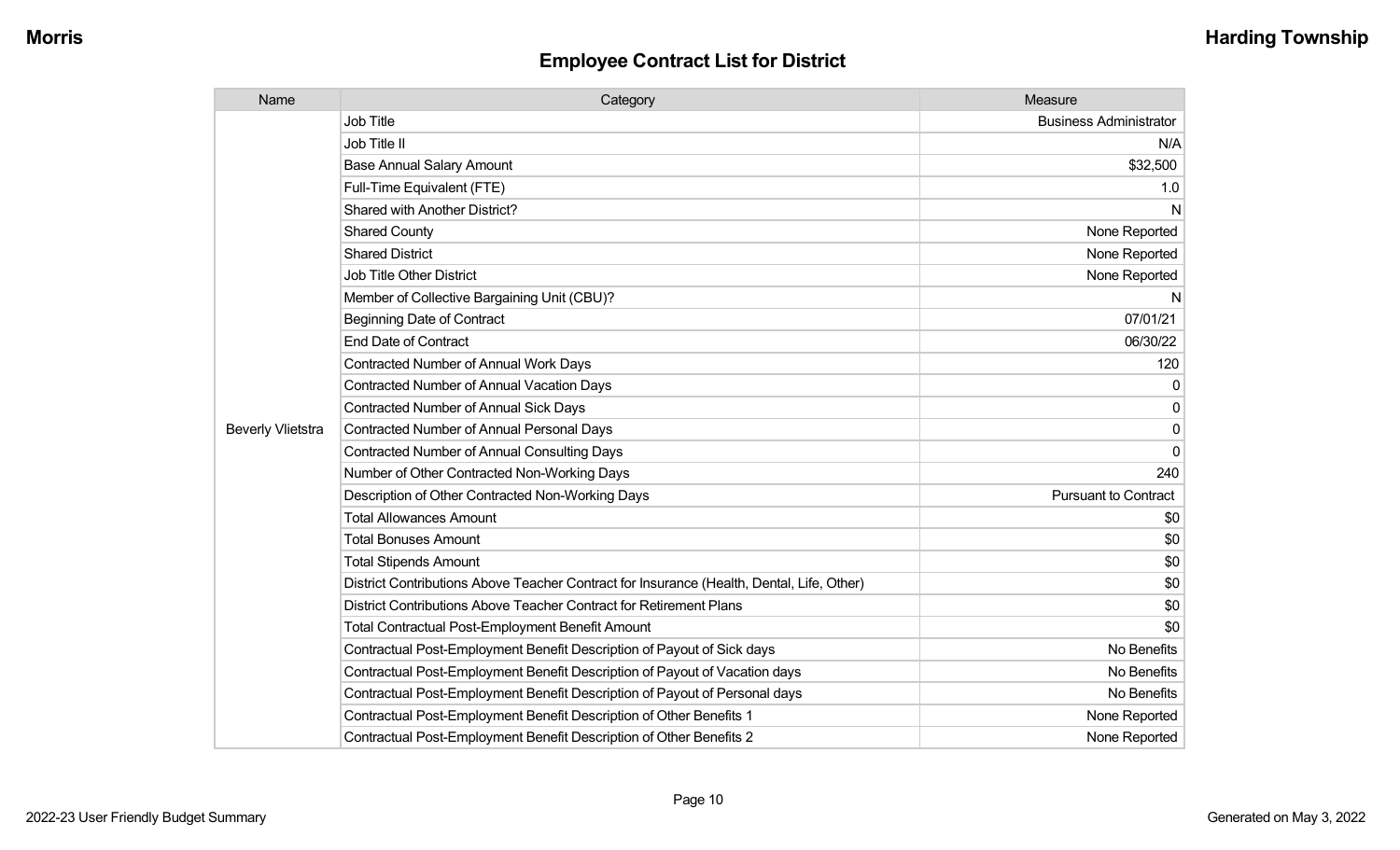## Employee Contract List for District

| Name | Category | Measure |
|---|---|---|
| Beverly Vlietstra | Job Title | Business Administrator |
| | Job Title II | N/A |
| | Base Annual Salary Amount | $32,500 |
| | Full-Time Equivalent (FTE) | 1.0 |
| | Shared with Another District? | N |
| | Shared County | None Reported |
| | Shared District | None Reported |
| | Job Title Other District | None Reported |
| | Member of Collective Bargaining Unit (CBU)? | N |
| | Beginning Date of Contract | 07/01/21 |
| | End Date of Contract | 06/30/22 |
| | Contracted Number of Annual Work Days | 120 |
| | Contracted Number of Annual Vacation Days | 0 |
| | Contracted Number of Annual Sick Days | 0 |
| | Contracted Number of Annual Personal Days | 0 |
| | Contracted Number of Annual Consulting Days | 0 |
| | Number of Other Contracted Non-Working Days | 240 |
| | Description of Other Contracted Non-Working Days | Pursuant to Contract |
| | Total Allowances Amount | $0 |
| | Total Bonuses Amount | $0 |
| | Total Stipends Amount | $0 |
| | District Contributions Above Teacher Contract for Insurance (Health, Dental, Life, Other) | $0 |
| | District Contributions Above Teacher Contract for Retirement Plans | $0 |
| | Total Contractual Post-Employment Benefit Amount | $0 |
| | Contractual Post-Employment Benefit Description of Payout of Sick days | No Benefits |
| | Contractual Post-Employment Benefit Description of Payout of Vacation days | No Benefits |
| | Contractual Post-Employment Benefit Description of Payout of Personal days | No Benefits |
| | Contractual Post-Employment Benefit Description of Other Benefits 1 | None Reported |
| | Contractual Post-Employment Benefit Description of Other Benefits 2 | None Reported |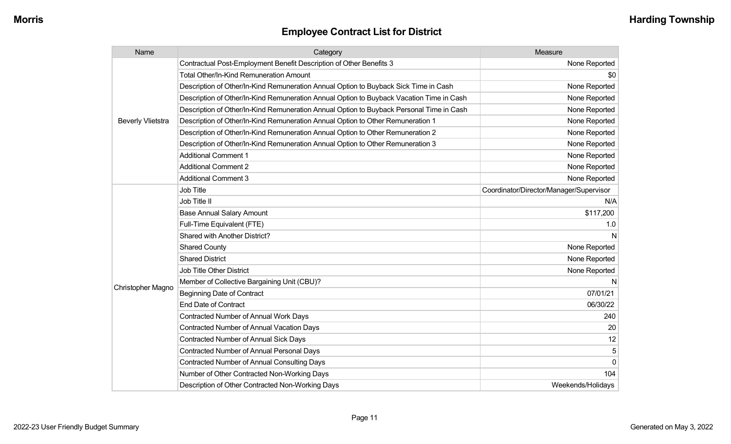Morris | Harding Township

## Employee Contract List for District

| Name | Category | Measure |
|---|---|---|
| Beverly Vlietstra | Contractual Post-Employment Benefit Description of Other Benefits 3 | None Reported |
| | Total Other/In-Kind Remuneration Amount | $0 |
| | Description of Other/In-Kind Remuneration Annual Option to Buyback Sick Time in Cash | None Reported |
| | Description of Other/In-Kind Remuneration Annual Option to Buyback Vacation Time in Cash | None Reported |
| | Description of Other/In-Kind Remuneration Annual Option to Buyback Personal Time in Cash | None Reported |
| | Description of Other/In-Kind Remuneration Annual Option to Other Remuneration 1 | None Reported |
| | Description of Other/In-Kind Remuneration Annual Option to Other Remuneration 2 | None Reported |
| | Description of Other/In-Kind Remuneration Annual Option to Other Remuneration 3 | None Reported |
| | Additional Comment 1 | None Reported |
| | Additional Comment 2 | None Reported |
| | Additional Comment 3 | None Reported |
| Christopher Magno | Job Title | Coordinator/Director/Manager/Supervisor |
| | Job Title II | N/A |
| | Base Annual Salary Amount | $117,200 |
| | Full-Time Equivalent (FTE) | 1.0 |
| | Shared with Another District? | N |
| | Shared County | None Reported |
| | Shared District | None Reported |
| | Job Title Other District | None Reported |
| | Member of Collective Bargaining Unit (CBU)? | N |
| | Beginning Date of Contract | 07/01/21 |
| | End Date of Contract | 06/30/22 |
| | Contracted Number of Annual Work Days | 240 |
| | Contracted Number of Annual Vacation Days | 20 |
| | Contracted Number of Annual Sick Days | 12 |
| | Contracted Number of Annual Personal Days | 5 |
| | Contracted Number of Annual Consulting Days | 0 |
| | Number of Other Contracted Non-Working Days | 104 |
| | Description of Other Contracted Non-Working Days | Weekends/Holidays |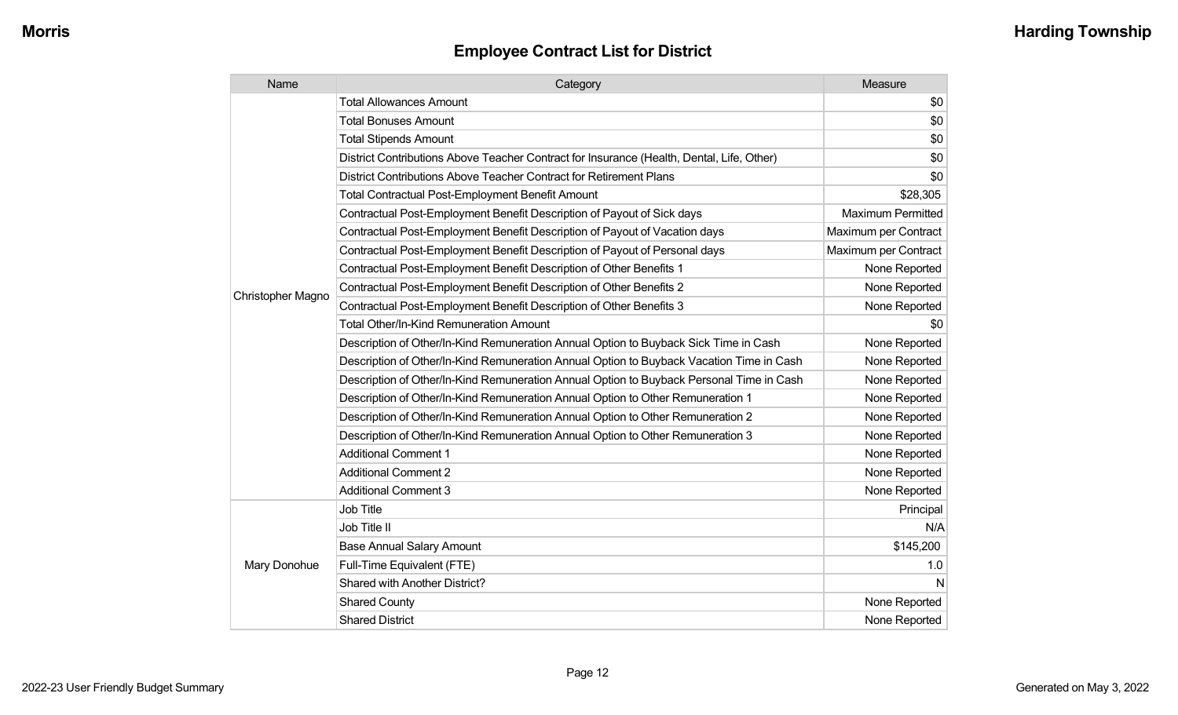## Employee Contract List for District

| Name | Category | Measure |
|---|---|---|
| Christopher Magno | Total Allowances Amount | $0 |
| | Total Bonuses Amount | $0 |
| | Total Stipends Amount | $0 |
| | District Contributions Above Teacher Contract for Insurance (Health, Dental, Life, Other) | $0 |
| | District Contributions Above Teacher Contract for Retirement Plans | $0 |
| | Total Contractual Post-Employment Benefit Amount | $28,305 |
| | Contractual Post-Employment Benefit Description of Payout of Sick days | Maximum Permitted |
| | Contractual Post-Employment Benefit Description of Payout of Vacation days | Maximum per Contract |
| | Contractual Post-Employment Benefit Description of Payout of Personal days | Maximum per Contract |
| | Contractual Post-Employment Benefit Description of Other Benefits 1 | None Reported |
| | Contractual Post-Employment Benefit Description of Other Benefits 2 | None Reported |
| | Contractual Post-Employment Benefit Description of Other Benefits 3 | None Reported |
| | Total Other/In-Kind Remuneration Amount | $0 |
| | Description of Other/In-Kind Remuneration Annual Option to Buyback Sick Time in Cash | None Reported |
| | Description of Other/In-Kind Remuneration Annual Option to Buyback Vacation Time in Cash | None Reported |
| | Description of Other/In-Kind Remuneration Annual Option to Buyback Personal Time in Cash | None Reported |
| | Description of Other/In-Kind Remuneration Annual Option to Other Remuneration 1 | None Reported |
| | Description of Other/In-Kind Remuneration Annual Option to Other Remuneration 2 | None Reported |
| | Description of Other/In-Kind Remuneration Annual Option to Other Remuneration 3 | None Reported |
| | Additional Comment 1 | None Reported |
| | Additional Comment 2 | None Reported |
| | Additional Comment 3 | None Reported |
| Mary Donohue | Job Title | Principal |
| | Job Title II | N/A |
| | Base Annual Salary Amount | $145,200 |
| | Full-Time Equivalent (FTE) | 1.0 |
| | Shared with Another District? | N |
| | Shared County | None Reported |
| | Shared District | None Reported |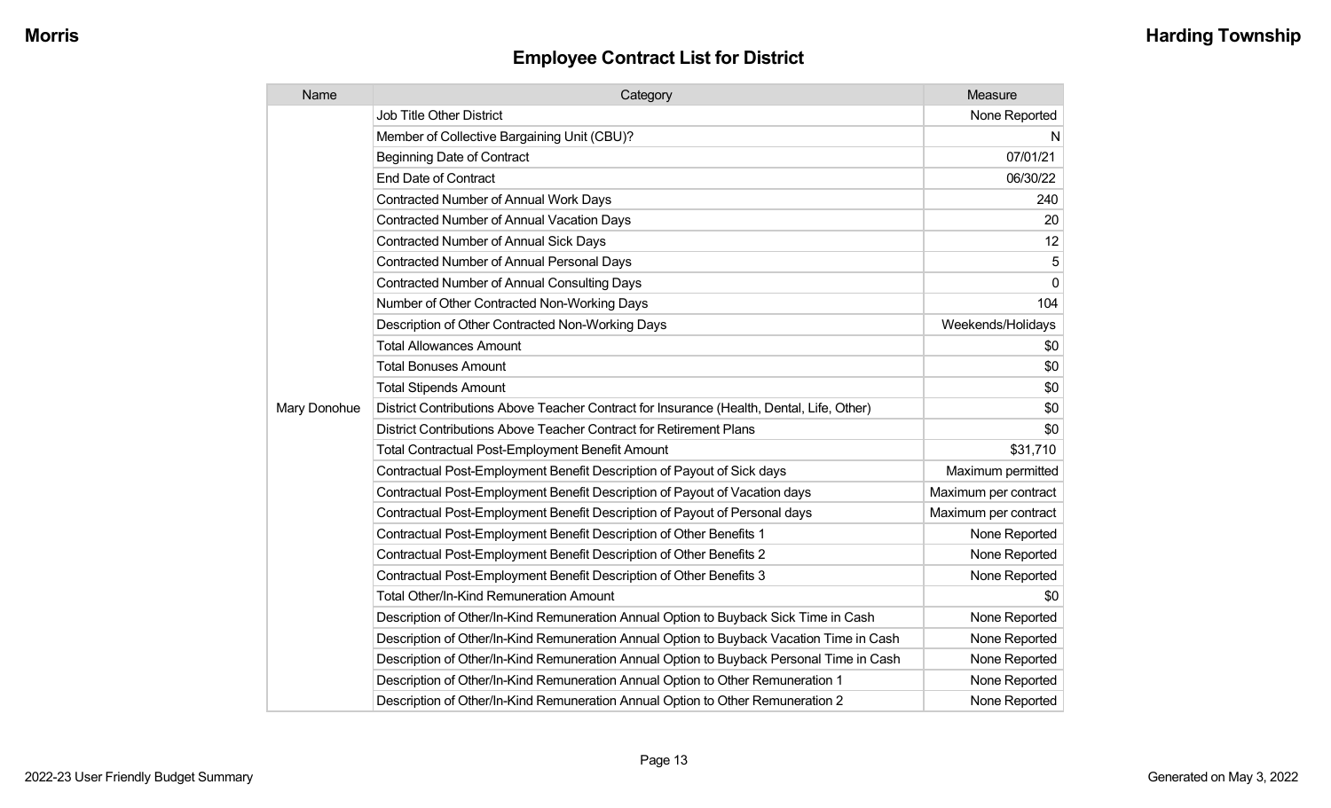## Employee Contract List for District

| Name | Category | Measure |
|---|---|---|
| Mary Donohue | Job Title Other District | None Reported |
| | Member of Collective Bargaining Unit (CBU)? | N |
| | Beginning Date of Contract | 07/01/21 |
| | End Date of Contract | 06/30/22 |
| | Contracted Number of Annual Work Days | 240 |
| | Contracted Number of Annual Vacation Days | 20 |
| | Contracted Number of Annual Sick Days | 12 |
| | Contracted Number of Annual Personal Days | 5 |
| | Contracted Number of Annual Consulting Days | 0 |
| | Number of Other Contracted Non-Working Days | 104 |
| | Description of Other Contracted Non-Working Days | Weekends/Holidays |
| | Total Allowances Amount | $0 |
| | Total Bonuses Amount | $0 |
| | Total Stipends Amount | $0 |
| | District Contributions Above Teacher Contract for Insurance (Health, Dental, Life, Other) | $0 |
| | District Contributions Above Teacher Contract for Retirement Plans | $0 |
| | Total Contractual Post-Employment Benefit Amount | $31,710 |
| | Contractual Post-Employment Benefit Description of Payout of Sick days | Maximum permitted |
| | Contractual Post-Employment Benefit Description of Payout of Vacation days | Maximum per contract |
| | Contractual Post-Employment Benefit Description of Payout of Personal days | Maximum per contract |
| | Contractual Post-Employment Benefit Description of Other Benefits 1 | None Reported |
| | Contractual Post-Employment Benefit Description of Other Benefits 2 | None Reported |
| | Contractual Post-Employment Benefit Description of Other Benefits 3 | None Reported |
| | Total Other/In-Kind Remuneration Amount | $0 |
| | Description of Other/In-Kind Remuneration Annual Option to Buyback Sick Time in Cash | None Reported |
| | Description of Other/In-Kind Remuneration Annual Option to Buyback Vacation Time in Cash | None Reported |
| | Description of Other/In-Kind Remuneration Annual Option to Buyback Personal Time in Cash | None Reported |
| | Description of Other/In-Kind Remuneration Annual Option to Other Remuneration 1 | None Reported |
| | Description of Other/In-Kind Remuneration Annual Option to Other Remuneration 2 | None Reported |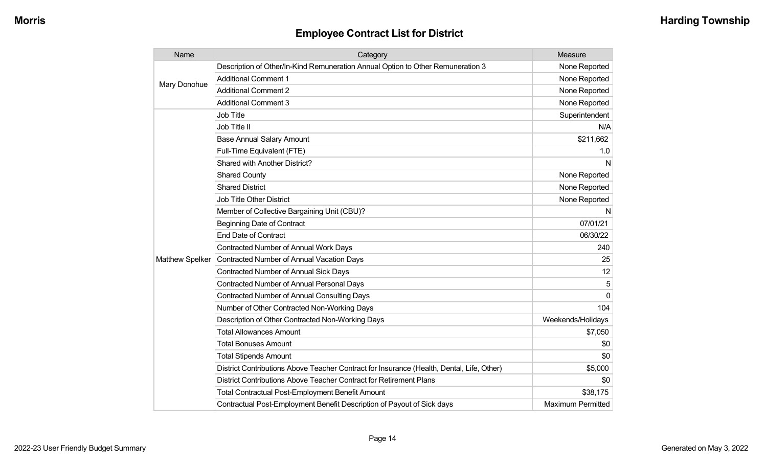## Employee Contract List for District

| Name | Category | Measure |
| --- | --- | --- |
| Mary Donohue | Description of Other/In-Kind Remuneration Annual Option to Other Remuneration 3 | None Reported |
| | Additional Comment 1 | None Reported |
| | Additional Comment 2 | None Reported |
| | Additional Comment 3 | None Reported |
| Matthew Spelker | Job Title | Superintendent |
| | Job Title II | N/A |
| | Base Annual Salary Amount | $211,662 |
| | Full-Time Equivalent (FTE) | 1.0 |
| | Shared with Another District? | N |
| | Shared County | None Reported |
| | Shared District | None Reported |
| | Job Title Other District | None Reported |
| | Member of Collective Bargaining Unit (CBU)? | N |
| | Beginning Date of Contract | 07/01/21 |
| | End Date of Contract | 06/30/22 |
| | Contracted Number of Annual Work Days | 240 |
| | Contracted Number of Annual Vacation Days | 25 |
| | Contracted Number of Annual Sick Days | 12 |
| | Contracted Number of Annual Personal Days | 5 |
| | Contracted Number of Annual Consulting Days | 0 |
| | Number of Other Contracted Non-Working Days | 104 |
| | Description of Other Contracted Non-Working Days | Weekends/Holidays |
| | Total Allowances Amount | $7,050 |
| | Total Bonuses Amount | $0 |
| | Total Stipends Amount | $0 |
| | District Contributions Above Teacher Contract for Insurance (Health, Dental, Life, Other) | $5,000 |
| | District Contributions Above Teacher Contract for Retirement Plans | $0 |
| | Total Contractual Post-Employment Benefit Amount | $38,175 |
| | Contractual Post-Employment Benefit Description of Payout of Sick days | Maximum Permitted |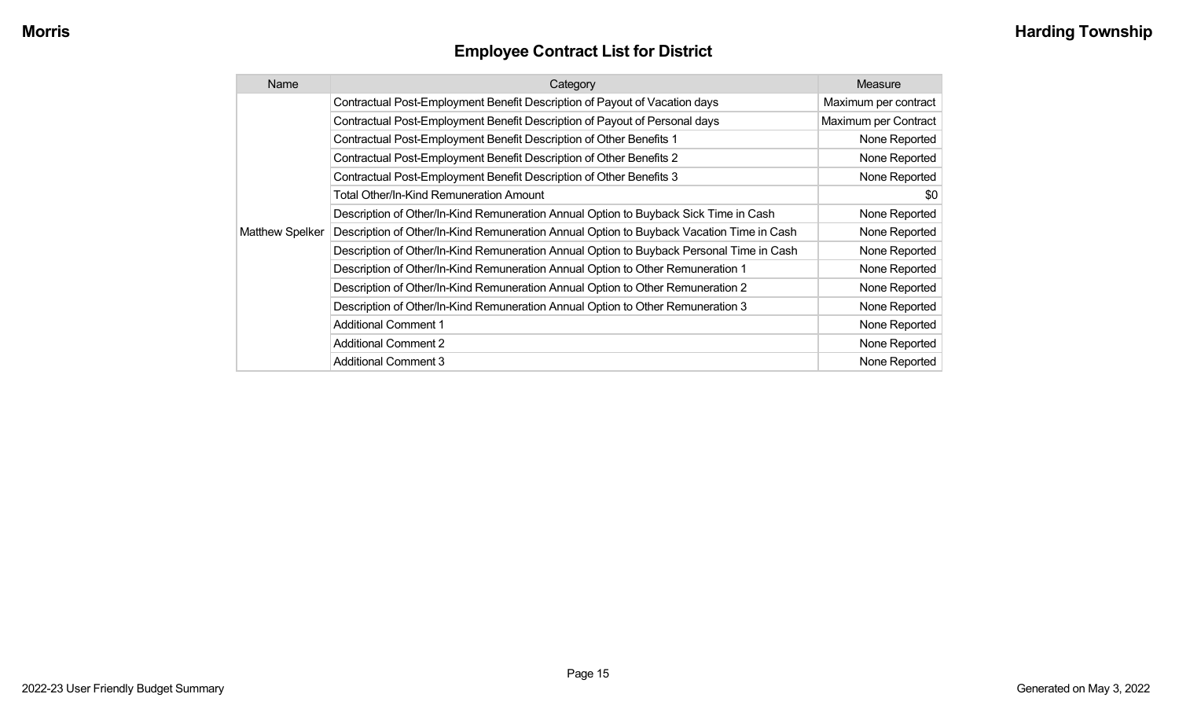## Employee Contract List for District

| Name | Category | Measure |
|---|---|---|
| Matthew Spelker | Contractual Post-Employment Benefit Description of Payout of Vacation days | Maximum per contract |
| | Contractual Post-Employment Benefit Description of Payout of Personal days | Maximum per Contract |
| | Contractual Post-Employment Benefit Description of Other Benefits 1 | None Reported |
| | Contractual Post-Employment Benefit Description of Other Benefits 2 | None Reported |
| | Contractual Post-Employment Benefit Description of Other Benefits 3 | None Reported |
| | Total Other/In-Kind Remuneration Amount | $0 |
| | Description of Other/In-Kind Remuneration Annual Option to Buyback Sick Time in Cash | None Reported |
| | Description of Other/In-Kind Remuneration Annual Option to Buyback Vacation Time in Cash | None Reported |
| | Description of Other/In-Kind Remuneration Annual Option to Buyback Personal Time in Cash | None Reported |
| | Description of Other/In-Kind Remuneration Annual Option to Other Remuneration 1 | None Reported |
| | Description of Other/In-Kind Remuneration Annual Option to Other Remuneration 2 | None Reported |
| | Description of Other/In-Kind Remuneration Annual Option to Other Remuneration 3 | None Reported |
| | Additional Comment 1 | None Reported |
| | Additional Comment 2 | None Reported |
| | Additional Comment 3 | None Reported |